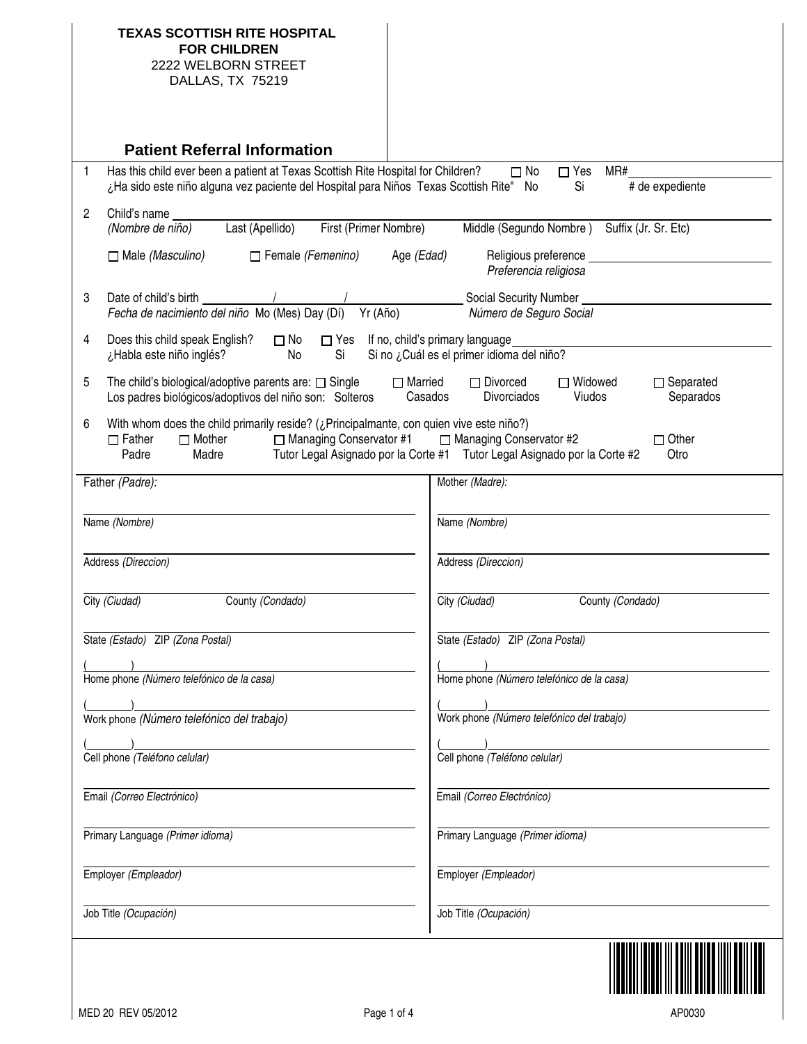**TEXAS SCOTTISH RITE HOSPITAL FOR CHILDREN**
2222 WELBORN STREET
DALLAS, TX 75219

## Patient Referral Information

1. Has this child ever been a patient at Texas Scottish Rite Hospital for Children? ☐ No ☐ Yes MR#\_\_\_\_\_\_\_\_\_\_
   ¿Ha sido este niño alguna vez paciente del Hospital para Niños Texas Scottish Rite" No Si # de expediente

2. Child's name \_\_\_\_\_\_\_\_\_\_\_\_\_\_\_\_\_\_\_\_\_\_\_\_\_\_\_\_\_\_\_\_\_\_\_\_\_\_\_\_
   *(Nombre de niño)* Last (Apellido) First (Primer Nombre) Middle (Segundo Nombre ) Suffix (Jr. Sr. Etc)

   ☐ Male *(Masculino)* ☐ Female *(Femenino)* Age *(Edad)* Religious preference \_\_\_\_\_\_\_\_\_\_\_\_
   *Preferencia religiosa*

3. Date of child's birth \_\_\_\_\_\_/\_\_\_\_\_\_/\_\_\_\_\_\_ Social Security Number \_\_\_\_\_\_\_\_\_\_\_\_
   *Fecha de nacimiento del niño* Mo (Mes) Day (Dí) Yr (Año) *Número de Seguro Social*

4. Does this child speak English? ☐ No ☐ Yes If no, child's primary language \_\_\_\_\_\_\_\_\_\_\_\_
   ¿Habla este niño inglés? No Si Si no ¿Cuál es el primer idioma del niño?

5. The child's biological/adoptive parents are: ☐ Single ☐ Married ☐ Divorced ☐ Widowed ☐ Separated
   Los padres biológicos/adoptivos del niño son: Solteros Casados Divorciados Viudos Separados

6. With whom does the child primarily reside? (¿Principalmente, con quien vive este niño?)
   ☐ Father Padre ☐ Mother Madre ☐ Managing Conservator #1 Tutor Legal Asignado por la Corte #1 ☐ Managing Conservator #2 Tutor Legal Asignado por la Corte #2 ☐ Other Otro

| Father *(Padre)*: | Mother *(Madre)*: |
|---|---|
| Name *(Nombre)* | Name *(Nombre)* |
| Address *(Direccion)* | Address *(Direccion)* |
| City *(Ciudad)* County *(Condado)* | City *(Ciudad)* County *(Condado)* |
| State *(Estado)* ZIP *(Zona Postal)* | State *(Estado)* ZIP *(Zona Postal)* |
| (\_\_\_\_) Home phone *(Número telefónico de la casa)* | (\_\_\_\_) Home phone *(Número telefónico de la casa)* |
| (\_\_\_\_) Work phone *(Número telefónico del trabajo)* | (\_\_\_\_) Work phone *(Número telefónico del trabajo)* |
| (\_\_\_\_) Cell phone *(Teléfono celular)* | (\_\_\_\_) Cell phone *(Teléfono celular)* |
| Email *(Correo Electrónico)* | Email *(Correo Electrónico)* |
| Primary Language *(Primer idioma)* | Primary Language *(Primer idioma)* |
| Employer *(Empleador)* | Employer *(Empleador)* |
| Job Title *(Ocupación)* | Job Title *(Ocupación)* |

MED 20 REV 05/2012 AP0030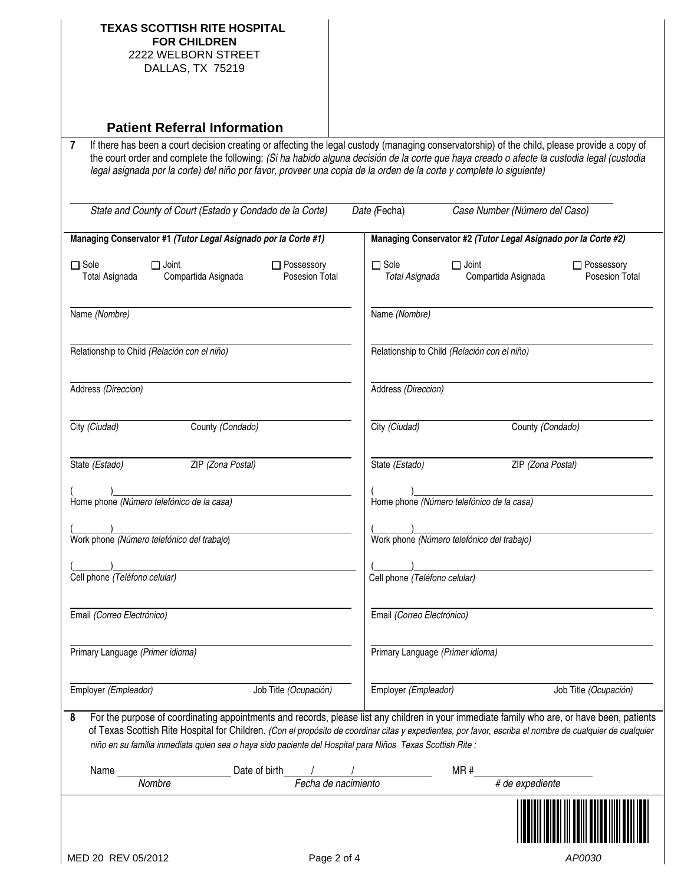**TEXASSCOTTISH RITE HOSPITAL FOR CHILDREN**
2222 WELBORN STREET
DALLAS, TX 75219

## Patient Referral Information

**7** If there has been a court decision creating or affecting the legal custody (managing conservatorship) of the child, please provide a copy of the court order and complete the following: *(Si ha habido alguna decisión de la corte que haya creado o afecte la custodia legal (custodia legal asignada por la corte) del niño por favor, proveer una copia de la orden de la corte y complete lo siguiente)*

_____________________________________________________________________________

*State and County of Court (Estado y Condado de la Corte)* | *Date (Fecha)* | *Case Number (Número del Caso)*

| **Managing Conservator #1 *(Tutor Legal Asignado por la Corte #1)*** | **Managing Conservator #2 *(Tutor Legal Asignado por la Corte #2)*** |
|---|---|
| ☐ Sole Total Asignada ☐ Joint Compartida Asignada ☐ Possessory Posesion Total | ☐ Sole *Total Asignada* ☐ Joint Compartida Asignada ☐ Possessory Posesion Total |
| Name *(Nombre)* | Name *(Nombre)* |
| Relationship to Child *(Relación con el niño)* | Relationship to Child *(Relación con el niño)* |
| Address *(Direccion)* | Address *(Direccion)* |
| City *(Ciudad)* County *(Condado)* | City *(Ciudad)* County *(Condado)* |
| State *(Estado)* ZIP *(Zona Postal)* | State *(Estado)* ZIP *(Zona Postal)* |
| (   ) Home phone *(Número telefónico de la casa)* | (   ) Home phone *(Número telefónico de la casa)* |
| (   ) Work phone *(Número telefónico del trabajo)* | (   ) Work phone *(Número telefónico del trabajo)* |
| (   ) Cell phone *(Teléfono celular)* | (   ) Cell phone *(Teléfono celular)* |
| Email *(Correo Electrónico)* | Email *(Correo Electrónico)* |
| Primary Language *(Primer idioma)* | Primary Language *(Primer idioma)* |
| Employer *(Empleador)* Job Title *(Ocupación)* | Employer *(Empleador)* Job Title *(Ocupación)* |

**8** For the purpose of coordinating appointments and records, please list any children in your immediate family who are, or have been, patients of Texas Scottish Rite Hospital for Children. *(Con el propósito de coordinar citas y expedientes, por favor, escriba el nombre de cualquier de cualquier niño en su familia inmediata quien sea o haya sido paciente del Hospital para Niños Texas Scottish Rite :*

Name ____________________ Date of birth ____/____/________ MR # ____________________
*Nombre* *Fecha de nacimiento* *# de expediente*

MED 20 REV 05/2012

AP0030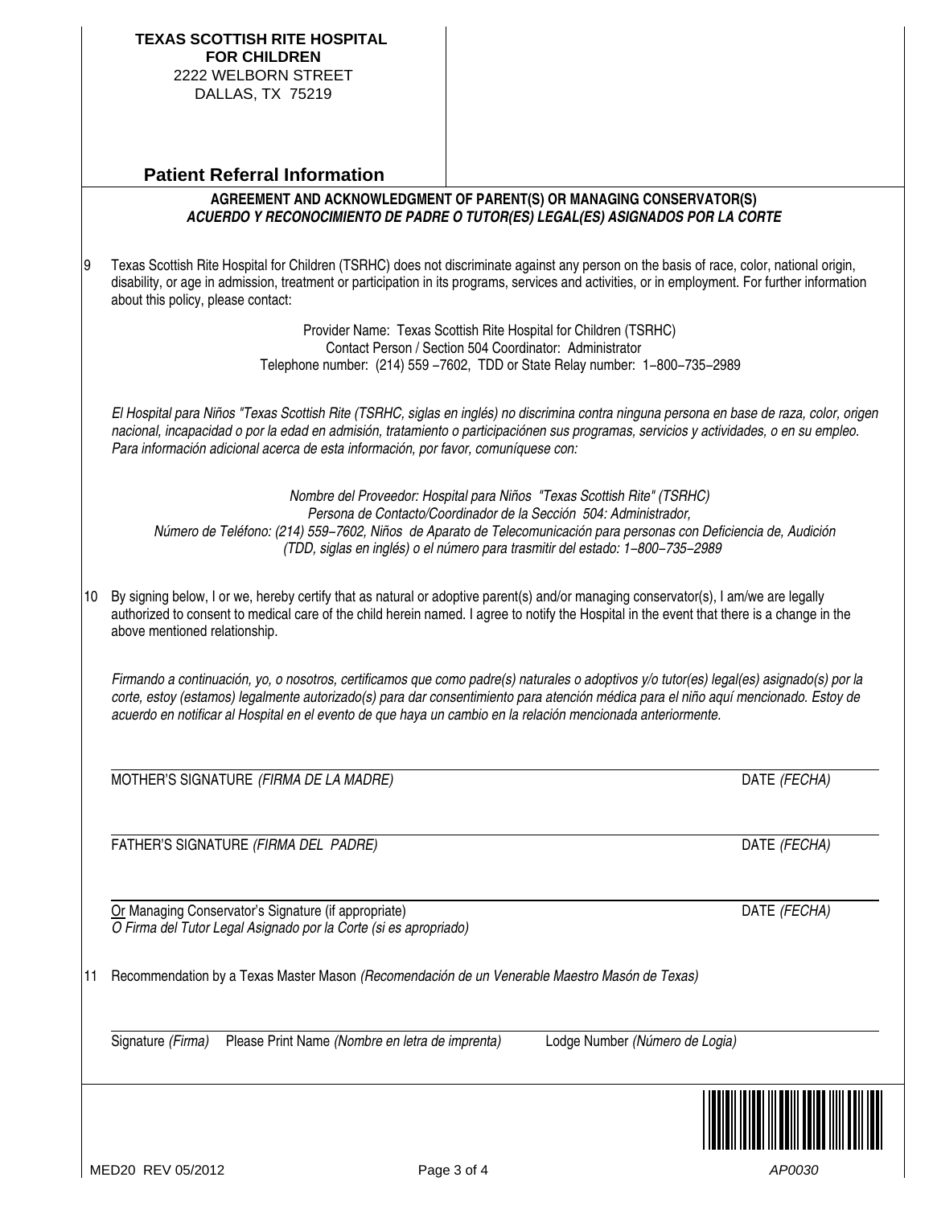**TEXAS SCOTTISH RITE HOSPITAL FOR CHILDREN**
2222 WELBORN STREET
DALLAS, TX 75219

## Patient Referral Information

**AGREEMENT AND ACKNOWLEDGMENT OF PARENT(S) OR MANAGING CONSERVATOR(S)**
***ACUERDO Y RECONOCIMIENTO DE PADRE O TUTOR(ES) LEGAL(ES) ASIGNADOS POR LA CORTE***

9 Texas Scottish Rite Hospital for Children (TSRHC) does not discriminate against any person on the basis of race, color, national origin, disability, or age in admission, treatment or participation in its programs, services and activities, or in employment. For further information about this policy, please contact:

Provider Name: Texas Scottish Rite Hospital for Children (TSRHC)
Contact Person / Section 504 Coordinator: Administrator
Telephone number: (214) 559 –7602, TDD or State Relay number: 1–800–735–2989

*El Hospital para Niños "Texas Scottish Rite (TSRHC, siglas en inglés) no discrimina contra ninguna persona en base de raza, color, origen nacional, incapacidad o por la edad en admisión, tratamiento o participaciónen sus programas, servicios y actividades, o en su empleo. Para información adicional acerca de esta información, por favor, comuníquese con:*

*Nombre del Proveedor: Hospital para Niños "Texas Scottish Rite" (TSRHC)*
*Persona de Contacto/Coordinador de la Sección 504: Administrador,*
*Número de Teléfono: (214) 559–7602, Niños de Aparato de Telecomunicación para personas con Deficiencia de, Audición (TDD, siglas en inglés) o el número para trasmitir del estado: 1–800–735–2989*

10 By signing below, I or we, hereby certify that as natural or adoptive parent(s) and/or managing conservator(s), I am/we are legally authorized to consent to medical care of the child herein named. I agree to notify the Hospital in the event that there is a change in the above mentioned relationship.

*Firmando a continuación, yo, o nosotros, certificamos que como padre(s) naturales o adoptivos y/o tutor(es) legal(es) asignado(s) por la corte, estoy (estamos) legalmente autorizado(s) para dar consentimiento para atención médica para el niño aquí mencionado. Estoy de acuerdo en notificar al Hospital en el evento de que haya un cambio en la relación mencionada anteriormente.*

MOTHER'S SIGNATURE *(FIRMA DE LA MADRE)* DATE *(FECHA)*

FATHER'S SIGNATURE *(FIRMA DEL PADRE)* DATE *(FECHA)*

Or Managing Conservator's Signature (if appropriate) DATE *(FECHA)*
*O Firma del Tutor Legal Asignado por la Corte (si es apropriado)*

11 Recommendation by a Texas Master Mason *(Recomendación de un Venerable Maestro Masón de Texas)*

Signature *(Firma)* Please Print Name *(Nombre en letra de imprenta)* Lodge Number *(Número de Logia)*

MED20 REV 05/2012 AP0030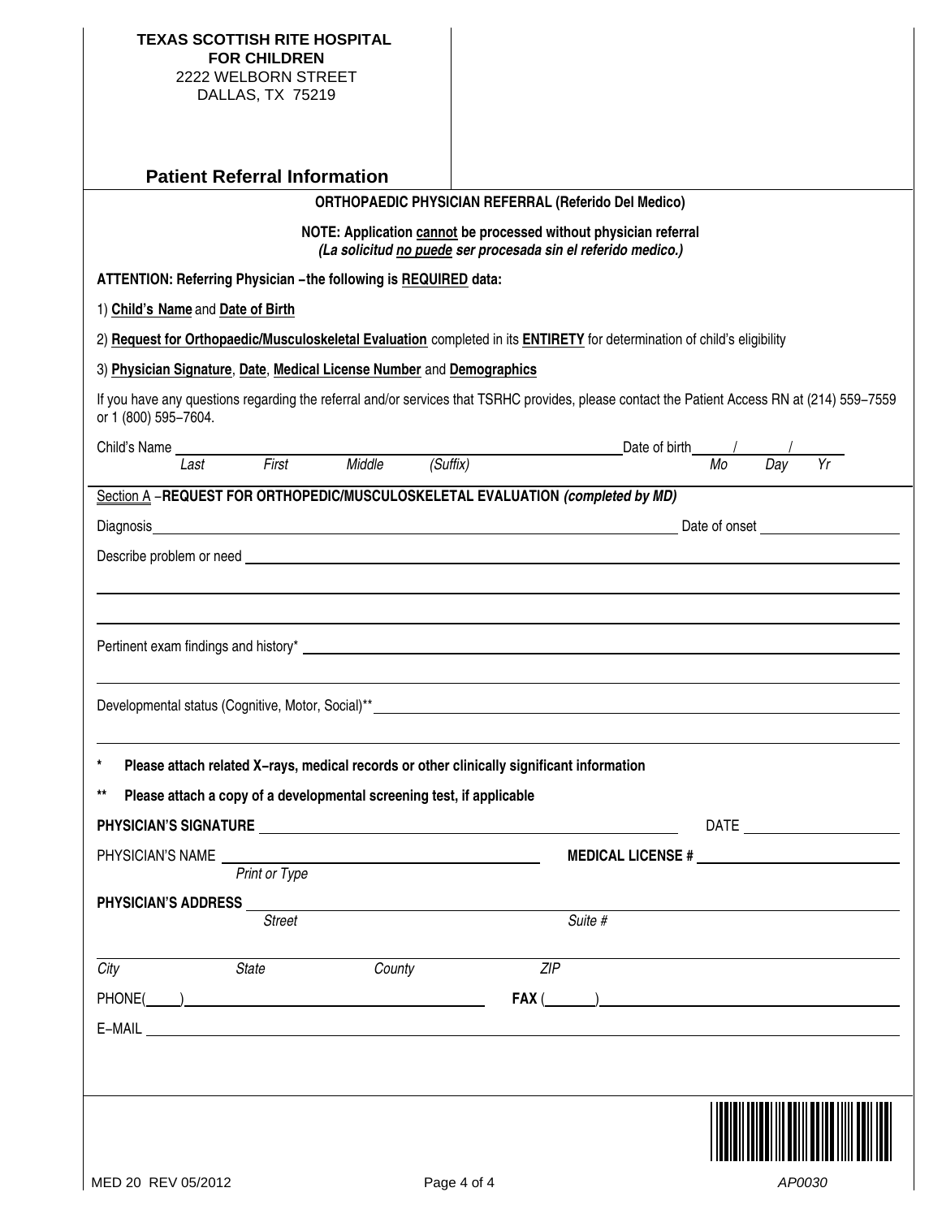**TEXAS SCOTTISH RITE HOSPITAL FOR CHILDREN**
2222 WELBORN STREET
DALLAS, TX 75219

## Patient Referral Information

**ORTHOPAEDIC PHYSICIAN REFERRAL (Referido Del Medico)**

**NOTE: Application cannot be processed without physician referral**
***(La solicitud no puede ser procesada sin el referido medico.)***

**ATTENTION: Referring Physician – the following is REQUIRED data:**

1) **Child's Name** and **Date of Birth**

2) **Request for Orthopaedic/Musculoskeletal Evaluation** completed in its **ENTIRETY** for determination of child's eligibility

3) **Physician Signature**, **Date**, **Medical License Number** and **Demographics**

If you have any questions regarding the referral and/or services that TSRHC provides, please contact the Patient Access RN at (214) 559–7559 or 1 (800) 595–7604.

Child's Name ______________________________ Date of birth _____/_____/_____
*Last First Middle (Suffix)* *Mo Day Yr*

### Section A – REQUEST FOR ORTHOPEDIC/MUSCULOSKELETAL EVALUATION *(completed by MD)*

Diagnosis ______________________________ Date of onset ______________

Describe problem or need ______________________________

______________________________

______________________________

Pertinent exam findings and history* ______________________________

______________________________

Developmental status (Cognitive, Motor, Social)** ______________________________

______________________________

\* **Please attach related X–rays, medical records or other clinically significant information**

\*\* **Please attach a copy of a developmental screening test, if applicable**

**PHYSICIAN'S SIGNATURE** ______________________________ DATE ______________

PHYSICIAN'S NAME ______________________________ **MEDICAL LICENSE #** ______________
*Print or Type*

**PHYSICIAN'S ADDRESS** ______________________________
*Street Suite #*

______________________________
*City State County ZIP*

PHONE(____) ______________________________ **FAX** (______) ______________________________

E–MAIL ______________________________

MED 20 REV 05/2012

AP0030